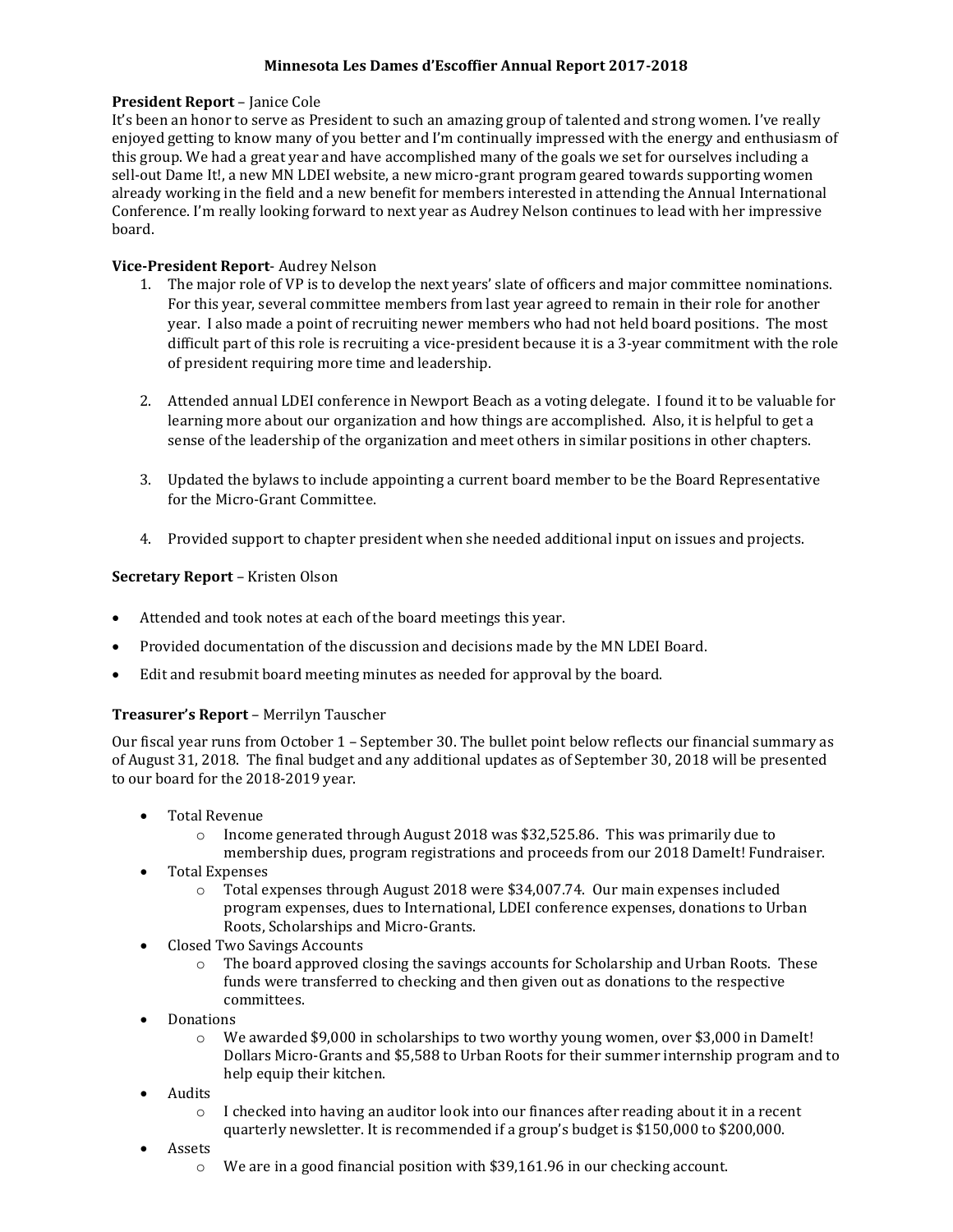# Minnesota Les Dames d'Escoffier Annual Report 2017-2018

**President Report** – Janice Cole

It's been an honor to serve as President to such an amazing group of talented and strong women. I've really enjoyed getting to know many of you better and I'm continually impressed with the energy and enthusiasm of this group. We had a great year and have accomplished many of the goals we set for ourselves including a sell-out Dame It!, a new MN LDEI website, a new micro-grant program geared towards supporting women already working in the field and a new benefit for members interested in attending the Annual International Conference. I'm really looking forward to next year as Audrey Nelson continues to lead with her impressive board.

**Vice-President Report**- Audrey Nelson

1. The major role of VP is to develop the next years' slate of officers and major committee nominations. For this year, several committee members from last year agreed to remain in their role for another year. I also made a point of recruiting newer members who had not held board positions. The most difficult part of this role is recruiting a vice-president because it is a 3-year commitment with the role of president requiring more time and leadership.

2. Attended annual LDEI conference in Newport Beach as a voting delegate. I found it to be valuable for learning more about our organization and how things are accomplished. Also, it is helpful to get a sense of the leadership of the organization and meet others in similar positions in other chapters.

3. Updated the bylaws to include appointing a current board member to be the Board Representative for the Micro-Grant Committee.

4. Provided support to chapter president when she needed additional input on issues and projects.

**Secretary Report** – Kristen Olson

- Attended and took notes at each of the board meetings this year.
- Provided documentation of the discussion and decisions made by the MN LDEI Board.
- Edit and resubmit board meeting minutes as needed for approval by the board.

**Treasurer's Report** – Merrilyn Tauscher

Our fiscal year runs from October 1 – September 30. The bullet point below reflects our financial summary as of August 31, 2018. The final budget and any additional updates as of September 30, 2018 will be presented to our board for the 2018-2019 year.

- Total Revenue
  - Income generated through August 2018 was $32,525.86. This was primarily due to membership dues, program registrations and proceeds from our 2018 DameIt! Fundraiser.
- Total Expenses
  - Total expenses through August 2018 were $34,007.74. Our main expenses included program expenses, dues to International, LDEI conference expenses, donations to Urban Roots, Scholarships and Micro-Grants.
- Closed Two Savings Accounts
  - The board approved closing the savings accounts for Scholarship and Urban Roots. These funds were transferred to checking and then given out as donations to the respective committees.
- Donations
  - We awarded $9,000 in scholarships to two worthy young women, over $3,000 in DameIt! Dollars Micro-Grants and $5,588 to Urban Roots for their summer internship program and to help equip their kitchen.
- Audits
  - I checked into having an auditor look into our finances after reading about it in a recent quarterly newsletter. It is recommended if a group's budget is $150,000 to $200,000.
- Assets
  - We are in a good financial position with $39,161.96 in our checking account.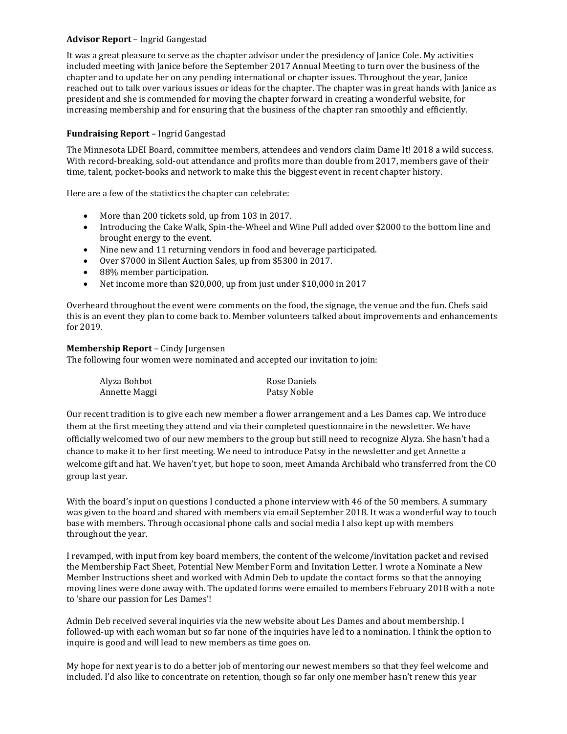**Advisor Report** – Ingrid Gangestad

It was a great pleasure to serve as the chapter advisor under the presidency of Janice Cole. My activities included meeting with Janice before the September 2017 Annual Meeting to turn over the business of the chapter and to update her on any pending international or chapter issues. Throughout the year, Janice reached out to talk over various issues or ideas for the chapter. The chapter was in great hands with Janice as president and she is commended for moving the chapter forward in creating a wonderful website, for increasing membership and for ensuring that the business of the chapter ran smoothly and efficiently.

**Fundraising Report** – Ingrid Gangestad

The Minnesota LDEI Board, committee members, attendees and vendors claim Dame It! 2018 a wild success. With record-breaking, sold-out attendance and profits more than double from 2017, members gave of their time, talent, pocket-books and network to make this the biggest event in recent chapter history.

Here are a few of the statistics the chapter can celebrate:

- More than 200 tickets sold, up from 103 in 2017.
- Introducing the Cake Walk, Spin-the-Wheel and Wine Pull added over $2000 to the bottom line and brought energy to the event.
- Nine new and 11 returning vendors in food and beverage participated.
- Over $7000 in Silent Auction Sales, up from $5300 in 2017.
- 88% member participation.
- Net income more than $20,000, up from just under $10,000 in 2017

Overheard throughout the event were comments on the food, the signage, the venue and the fun. Chefs said this is an event they plan to come back to. Member volunteers talked about improvements and enhancements for 2019.

**Membership Report** – Cindy Jurgensen

The following four women were nominated and accepted our invitation to join:

| | |
|---|---|
| Alyza Bohbot | Rose Daniels |
| Annette Maggi | Patsy Noble |

Our recent tradition is to give each new member a flower arrangement and a Les Dames cap. We introduce them at the first meeting they attend and via their completed questionnaire in the newsletter. We have officially welcomed two of our new members to the group but still need to recognize Alyza. She hasn't had a chance to make it to her first meeting. We need to introduce Patsy in the newsletter and get Annette a welcome gift and hat. We haven't yet, but hope to soon, meet Amanda Archibald who transferred from the CO group last year.

With the board's input on questions I conducted a phone interview with 46 of the 50 members. A summary was given to the board and shared with members via email September 2018. It was a wonderful way to touch base with members. Through occasional phone calls and social media I also kept up with members throughout the year.

I revamped, with input from key board members, the content of the welcome/invitation packet and revised the Membership Fact Sheet, Potential New Member Form and Invitation Letter. I wrote a Nominate a New Member Instructions sheet and worked with Admin Deb to update the contact forms so that the annoying moving lines were done away with. The updated forms were emailed to members February 2018 with a note to 'share our passion for Les Dames'!

Admin Deb received several inquiries via the new website about Les Dames and about membership. I followed-up with each woman but so far none of the inquiries have led to a nomination. I think the option to inquire is good and will lead to new members as time goes on.

My hope for next year is to do a better job of mentoring our newest members so that they feel welcome and included. I'd also like to concentrate on retention, though so far only one member hasn't renew this year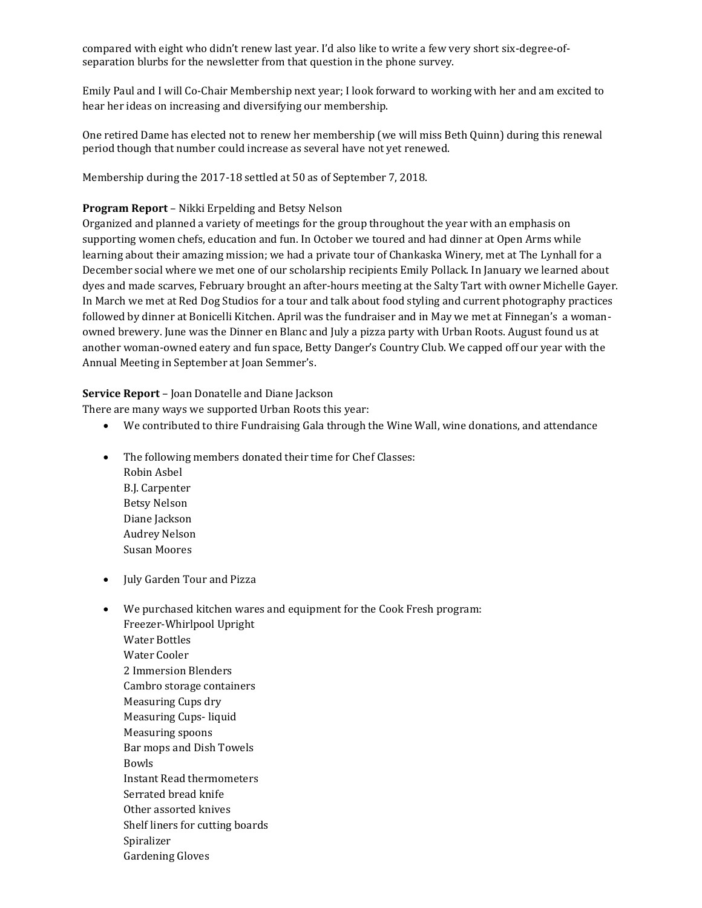compared with eight who didn't renew last year. I'd also like to write a few very short six-degree-of-separation blurbs for the newsletter from that question in the phone survey.

Emily Paul and I will Co-Chair Membership next year; I look forward to working with her and am excited to hear her ideas on increasing and diversifying our membership.

One retired Dame has elected not to renew her membership (we will miss Beth Quinn) during this renewal period though that number could increase as several have not yet renewed.

Membership during the 2017-18 settled at 50 as of September 7, 2018.

**Program Report** – Nikki Erpelding and Betsy Nelson

Organized and planned a variety of meetings for the group throughout the year with an emphasis on supporting women chefs, education and fun. In October we toured and had dinner at Open Arms while learning about their amazing mission; we had a private tour of Chankaska Winery, met at The Lynhall for a December social where we met one of our scholarship recipients Emily Pollack. In January we learned about dyes and made scarves, February brought an after-hours meeting at the Salty Tart with owner Michelle Gayer. In March we met at Red Dog Studios for a tour and talk about food styling and current photography practices followed by dinner at Bonicelli Kitchen. April was the fundraiser and in May we met at Finnegan's a woman-owned brewery. June was the Dinner en Blanc and July a pizza party with Urban Roots. August found us at another woman-owned eatery and fun space, Betty Danger's Country Club. We capped off our year with the Annual Meeting in September at Joan Semmer's.

**Service Report** – Joan Donatelle and Diane Jackson

There are many ways we supported Urban Roots this year:

- We contributed to thire Fundraising Gala through the Wine Wall, wine donations, and attendance

- The following members donated their time for Chef Classes:
  Robin Asbel
  B.J. Carpenter
  Betsy Nelson
  Diane Jackson
  Audrey Nelson
  Susan Moores

- July Garden Tour and Pizza

- We purchased kitchen wares and equipment for the Cook Fresh program:
  Freezer-Whirlpool Upright
  Water Bottles
  Water Cooler
  2 Immersion Blenders
  Cambro storage containers
  Measuring Cups dry
  Measuring Cups- liquid
  Measuring spoons
  Bar mops and Dish Towels
  Bowls
  Instant Read thermometers
  Serrated bread knife
  Other assorted knives
  Shelf liners for cutting boards
  Spiralizer
  Gardening Gloves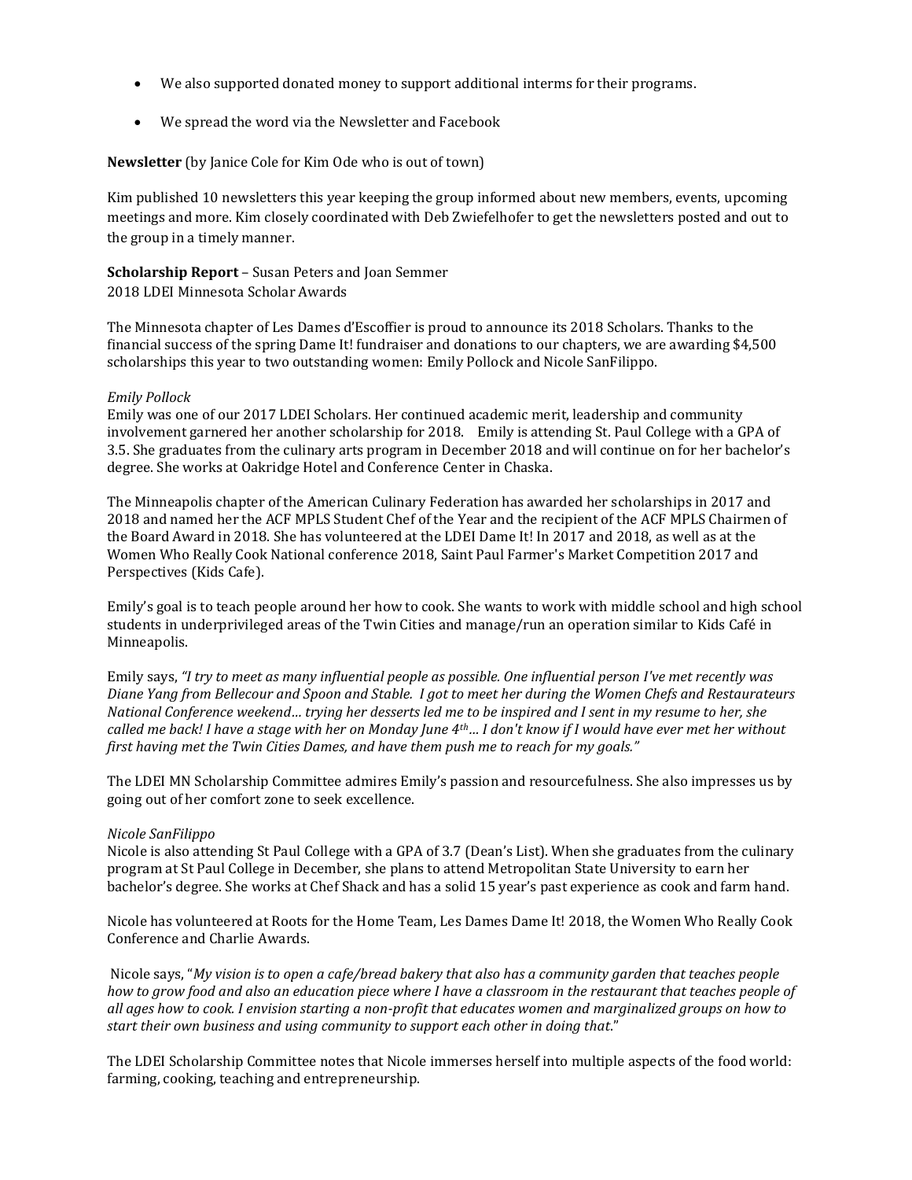- We also supported donated money to support additional interms for their programs.
- We spread the word via the Newsletter and Facebook

**Newsletter** (by Janice Cole for Kim Ode who is out of town)

Kim published 10 newsletters this year keeping the group informed about new members, events, upcoming meetings and more. Kim closely coordinated with Deb Zwiefelhofer to get the newsletters posted and out to the group in a timely manner.

**Scholarship Report** – Susan Peters and Joan Semmer
2018 LDEI Minnesota Scholar Awards

The Minnesota chapter of Les Dames d'Escoffier is proud to announce its 2018 Scholars. Thanks to the financial success of the spring Dame It! fundraiser and donations to our chapters, we are awarding $4,500 scholarships this year to two outstanding women: Emily Pollock and Nicole SanFilippo.

*Emily Pollock*
Emily was one of our 2017 LDEI Scholars. Her continued academic merit, leadership and community involvement garnered her another scholarship for 2018. Emily is attending St. Paul College with a GPA of 3.5. She graduates from the culinary arts program in December 2018 and will continue on for her bachelor's degree. She works at Oakridge Hotel and Conference Center in Chaska.

The Minneapolis chapter of the American Culinary Federation has awarded her scholarships in 2017 and 2018 and named her the ACF MPLS Student Chef of the Year and the recipient of the ACF MPLS Chairmen of the Board Award in 2018. She has volunteered at the LDEI Dame It! In 2017 and 2018, as well as at the Women Who Really Cook National conference 2018, Saint Paul Farmer's Market Competition 2017 and Perspectives (Kids Cafe).

Emily's goal is to teach people around her how to cook. She wants to work with middle school and high school students in underprivileged areas of the Twin Cities and manage/run an operation similar to Kids Café in Minneapolis.

Emily says, *"I try to meet as many influential people as possible. One influential person I've met recently was Diane Yang from Bellecour and Spoon and Stable. I got to meet her during the Women Chefs and Restaurateurs National Conference weekend… trying her desserts led me to be inspired and I sent in my resume to her, she called me back! I have a stage with her on Monday June 4th… I don't know if I would have ever met her without first having met the Twin Cities Dames, and have them push me to reach for my goals."*

The LDEI MN Scholarship Committee admires Emily's passion and resourcefulness. She also impresses us by going out of her comfort zone to seek excellence.

*Nicole SanFilippo*
Nicole is also attending St Paul College with a GPA of 3.7 (Dean's List). When she graduates from the culinary program at St Paul College in December, she plans to attend Metropolitan State University to earn her bachelor's degree. She works at Chef Shack and has a solid 15 year's past experience as cook and farm hand.

Nicole has volunteered at Roots for the Home Team, Les Dames Dame It! 2018, the Women Who Really Cook Conference and Charlie Awards.

Nicole says, "*My vision is to open a cafe/bread bakery that also has a community garden that teaches people how to grow food and also an education piece where I have a classroom in the restaurant that teaches people of all ages how to cook. I envision starting a non-profit that educates women and marginalized groups on how to start their own business and using community to support each other in doing that*."

The LDEI Scholarship Committee notes that Nicole immerses herself into multiple aspects of the food world: farming, cooking, teaching and entrepreneurship.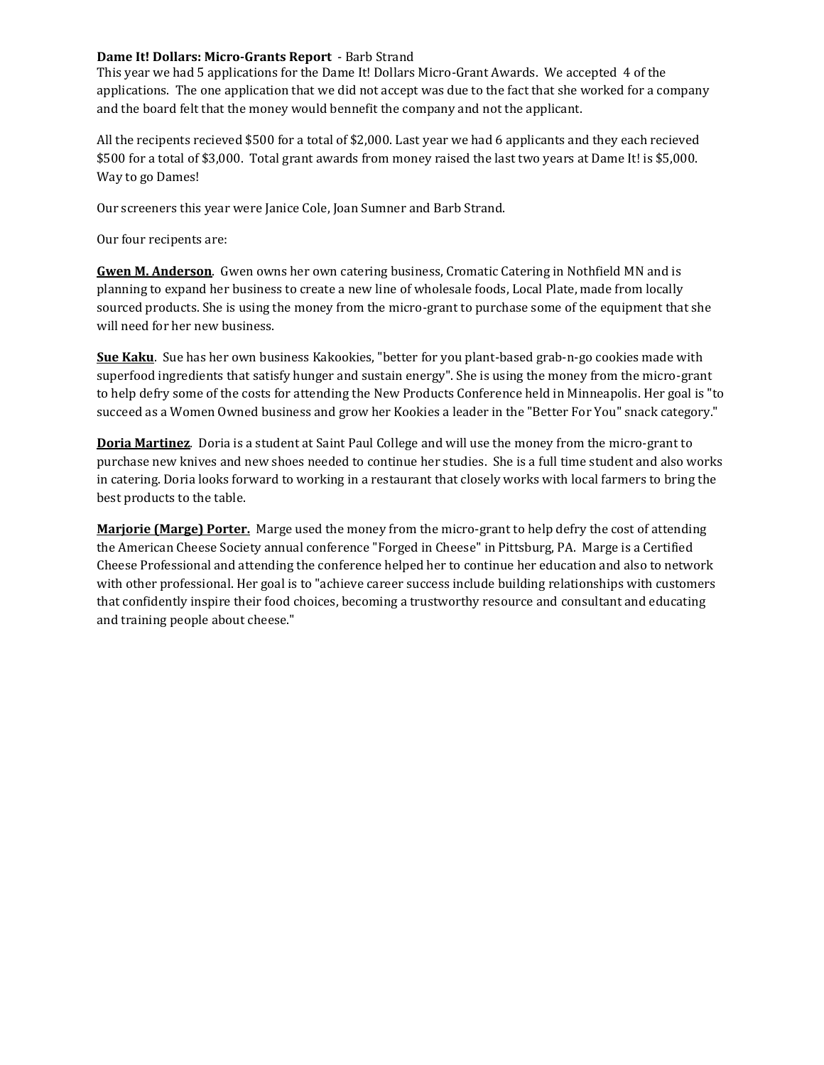**Dame It! Dollars: Micro-Grants Report** - Barb Strand

This year we had 5 applications for the Dame It! Dollars Micro-Grant Awards. We accepted 4 of the applications. The one application that we did not accept was due to the fact that she worked for a company and the board felt that the money would bennefit the company and not the applicant.

All the recipents recieved $500 for a total of $2,000. Last year we had 6 applicants and they each recieved $500 for a total of $3,000. Total grant awards from money raised the last two years at Dame It! is $5,000. Way to go Dames!

Our screeners this year were Janice Cole, Joan Sumner and Barb Strand.

Our four recipents are:

**Gwen M. Anderson**. Gwen owns her own catering business, Cromatic Catering in Nothfield MN and is planning to expand her business to create a new line of wholesale foods, Local Plate, made from locally sourced products. She is using the money from the micro-grant to purchase some of the equipment that she will need for her new business.

**Sue Kaku**. Sue has her own business Kakookies, "better for you plant-based grab-n-go cookies made with superfood ingredients that satisfy hunger and sustain energy". She is using the money from the micro-grant to help defry some of the costs for attending the New Products Conference held in Minneapolis. Her goal is "to succeed as a Women Owned business and grow her Kookies a leader in the "Better For You" snack category."

**Doria Martinez**. Doria is a student at Saint Paul College and will use the money from the micro-grant to purchase new knives and new shoes needed to continue her studies. She is a full time student and also works in catering. Doria looks forward to working in a restaurant that closely works with local farmers to bring the best products to the table.

**Marjorie (Marge) Porter.** Marge used the money from the micro-grant to help defry the cost of attending the American Cheese Society annual conference "Forged in Cheese" in Pittsburg, PA. Marge is a Certified Cheese Professional and attending the conference helped her to continue her education and also to network with other professional. Her goal is to "achieve career success include building relationships with customers that confidently inspire their food choices, becoming a trustworthy resource and consultant and educating and training people about cheese."